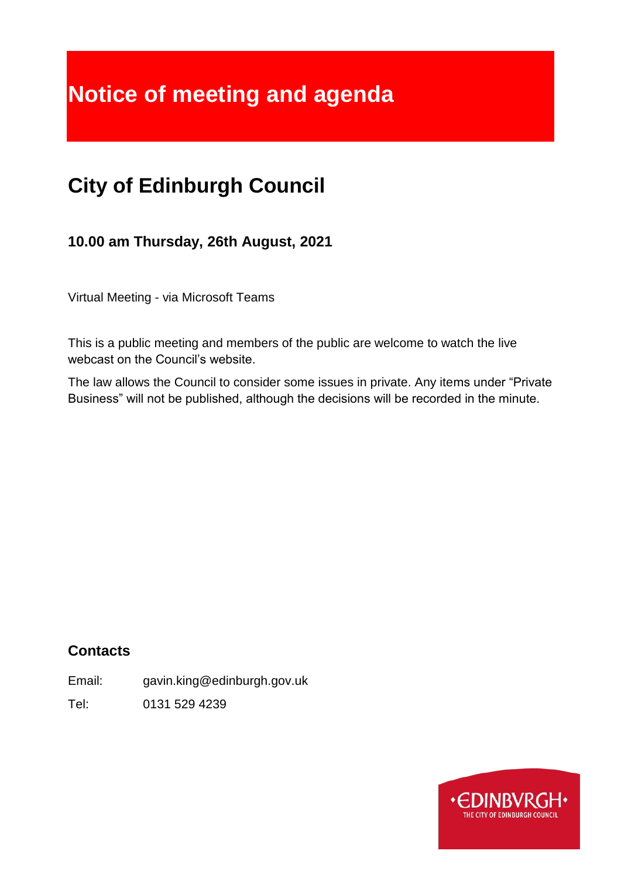# Notice of meeting and agenda

## City of Edinburgh Council

### 10.00 am Thursday, 26th August, 2021

Virtual Meeting - via Microsoft Teams

This is a public meeting and members of the public are welcome to watch the live webcast on the Council's website.

The law allows the Council to consider some issues in private. Any items under "Private Business" will not be published, although the decisions will be recorded in the minute.

### Contacts

Email: gavin.king@edinburgh.gov.uk

Tel: 0131 529 4239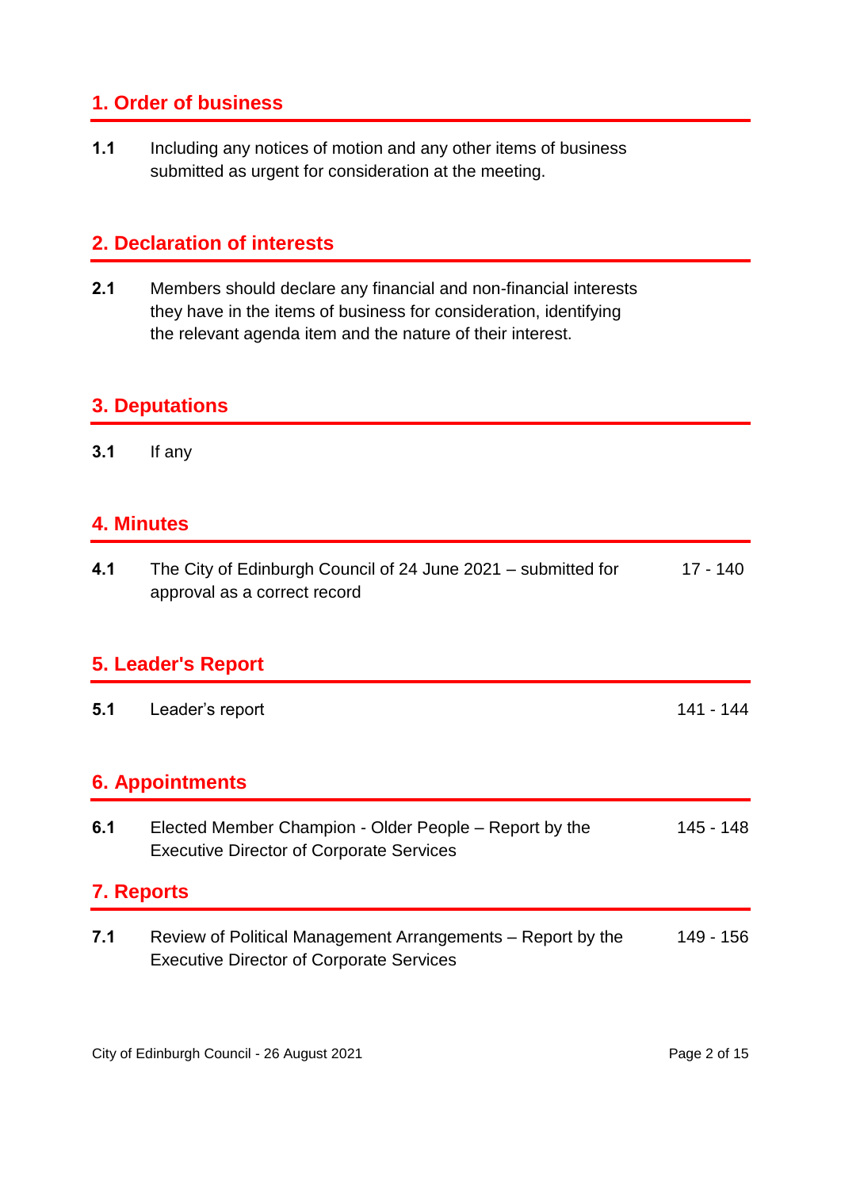## 1. Order of business

**1.1** Including any notices of motion and any other items of business submitted as urgent for consideration at the meeting.

## 2. Declaration of interests

**2.1** Members should declare any financial and non-financial interests they have in the items of business for consideration, identifying the relevant agenda item and the nature of their interest.

## 3. Deputations

**3.1** If any

## 4. Minutes

| | | |
|---|---|---|
| **4.1** | The City of Edinburgh Council of 24 June 2021 – submitted for approval as a correct record | 17 - 140 |

## 5. Leader's Report

| | | |
|---|---|---|
| **5.1** | Leader's report | 141 - 144 |

## 6. Appointments

| | | |
|---|---|---|
| **6.1** | Elected Member Champion - Older People – Report by the Executive Director of Corporate Services | 145 - 148 |

## 7. Reports

| | | |
|---|---|---|
| **7.1** | Review of Political Management Arrangements – Report by the Executive Director of Corporate Services | 149 - 156 |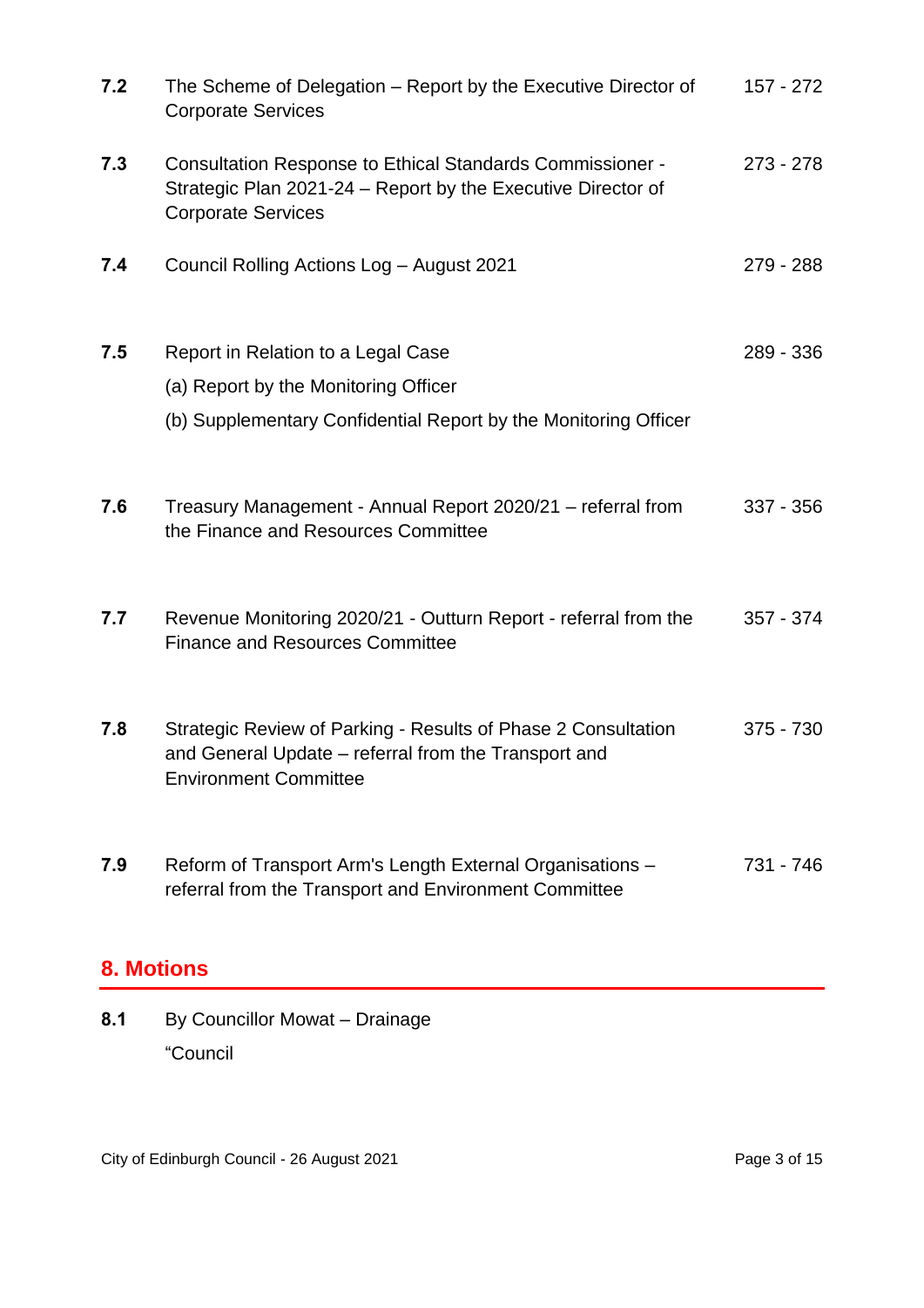| | | |
|---|---|---|
| **7.2** | The Scheme of Delegation – Report by the Executive Director of Corporate Services | 157 - 272 |
| **7.3** | Consultation Response to Ethical Standards Commissioner - Strategic Plan 2021-24 – Report by the Executive Director of Corporate Services | 273 - 278 |
| **7.4** | Council Rolling Actions Log – August 2021 | 279 - 288 |
| **7.5** | Report in Relation to a Legal Case<br>(a) Report by the Monitoring Officer<br>(b) Supplementary Confidential Report by the Monitoring Officer | 289 - 336 |
| **7.6** | Treasury Management - Annual Report 2020/21 – referral from the Finance and Resources Committee | 337 - 356 |
| **7.7** | Revenue Monitoring 2020/21 - Outturn Report - referral from the Finance and Resources Committee | 357 - 374 |
| **7.8** | Strategic Review of Parking - Results of Phase 2 Consultation and General Update – referral from the Transport and Environment Committee | 375 - 730 |
| **7.9** | Reform of Transport Arm's Length External Organisations – referral from the Transport and Environment Committee | 731 - 746 |

## 8. Motions

**8.1** By Councillor Mowat – Drainage

"Council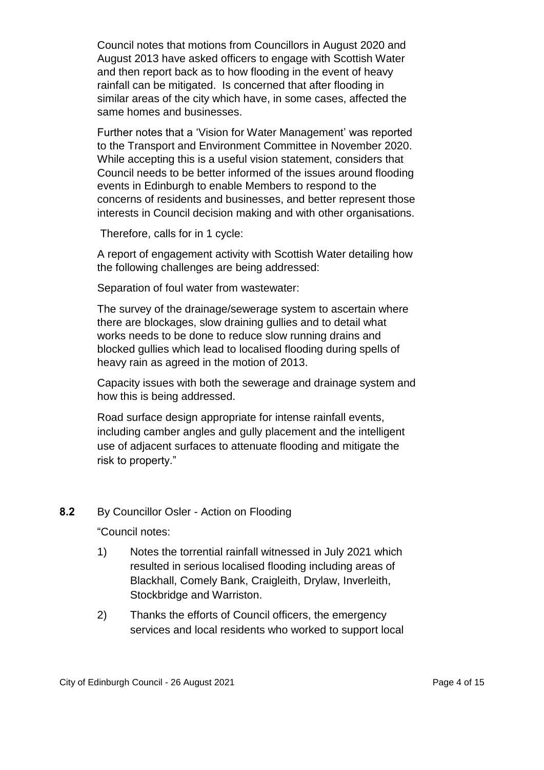Council notes that motions from Councillors in August 2020 and August 2013 have asked officers to engage with Scottish Water and then report back as to how flooding in the event of heavy rainfall can be mitigated. Is concerned that after flooding in similar areas of the city which have, in some cases, affected the same homes and businesses.

Further notes that a 'Vision for Water Management' was reported to the Transport and Environment Committee in November 2020. While accepting this is a useful vision statement, considers that Council needs to be better informed of the issues around flooding events in Edinburgh to enable Members to respond to the concerns of residents and businesses, and better represent those interests in Council decision making and with other organisations.

Therefore, calls for in 1 cycle:

A report of engagement activity with Scottish Water detailing how the following challenges are being addressed:

Separation of foul water from wastewater:

The survey of the drainage/sewerage system to ascertain where there are blockages, slow draining gullies and to detail what works needs to be done to reduce slow running drains and blocked gullies which lead to localised flooding during spells of heavy rain as agreed in the motion of 2013.

Capacity issues with both the sewerage and drainage system and how this is being addressed.

Road surface design appropriate for intense rainfall events, including camber angles and gully placement and the intelligent use of adjacent surfaces to attenuate flooding and mitigate the risk to property."

**8.2** By Councillor Osler - Action on Flooding

"Council notes:

1) Notes the torrential rainfall witnessed in July 2021 which resulted in serious localised flooding including areas of Blackhall, Comely Bank, Craigleith, Drylaw, Inverleith, Stockbridge and Warriston.

2) Thanks the efforts of Council officers, the emergency services and local residents who worked to support local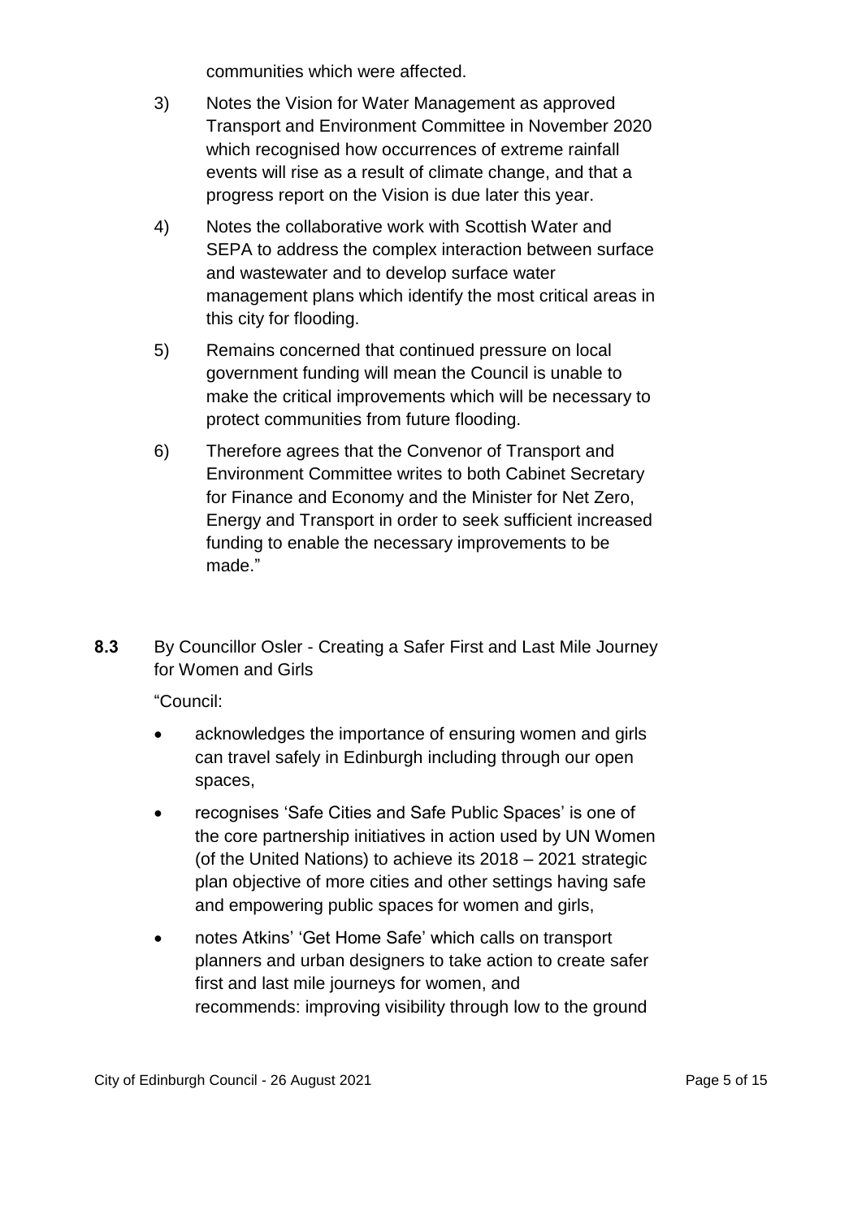communities which were affected.

3) Notes the Vision for Water Management as approved Transport and Environment Committee in November 2020 which recognised how occurrences of extreme rainfall events will rise as a result of climate change, and that a progress report on the Vision is due later this year.

4) Notes the collaborative work with Scottish Water and SEPA to address the complex interaction between surface and wastewater and to develop surface water management plans which identify the most critical areas in this city for flooding.

5) Remains concerned that continued pressure on local government funding will mean the Council is unable to make the critical improvements which will be necessary to protect communities from future flooding.

6) Therefore agrees that the Convenor of Transport and Environment Committee writes to both Cabinet Secretary for Finance and Economy and the Minister for Net Zero, Energy and Transport in order to seek sufficient increased funding to enable the necessary improvements to be made."

**8.3** By Councillor Osler - Creating a Safer First and Last Mile Journey for Women and Girls

"Council:

- acknowledges the importance of ensuring women and girls can travel safely in Edinburgh including through our open spaces,
- recognises 'Safe Cities and Safe Public Spaces' is one of the core partnership initiatives in action used by UN Women (of the United Nations) to achieve its 2018 – 2021 strategic plan objective of more cities and other settings having safe and empowering public spaces for women and girls,
- notes Atkins' 'Get Home Safe' which calls on transport planners and urban designers to take action to create safer first and last mile journeys for women, and recommends: improving visibility through low to the ground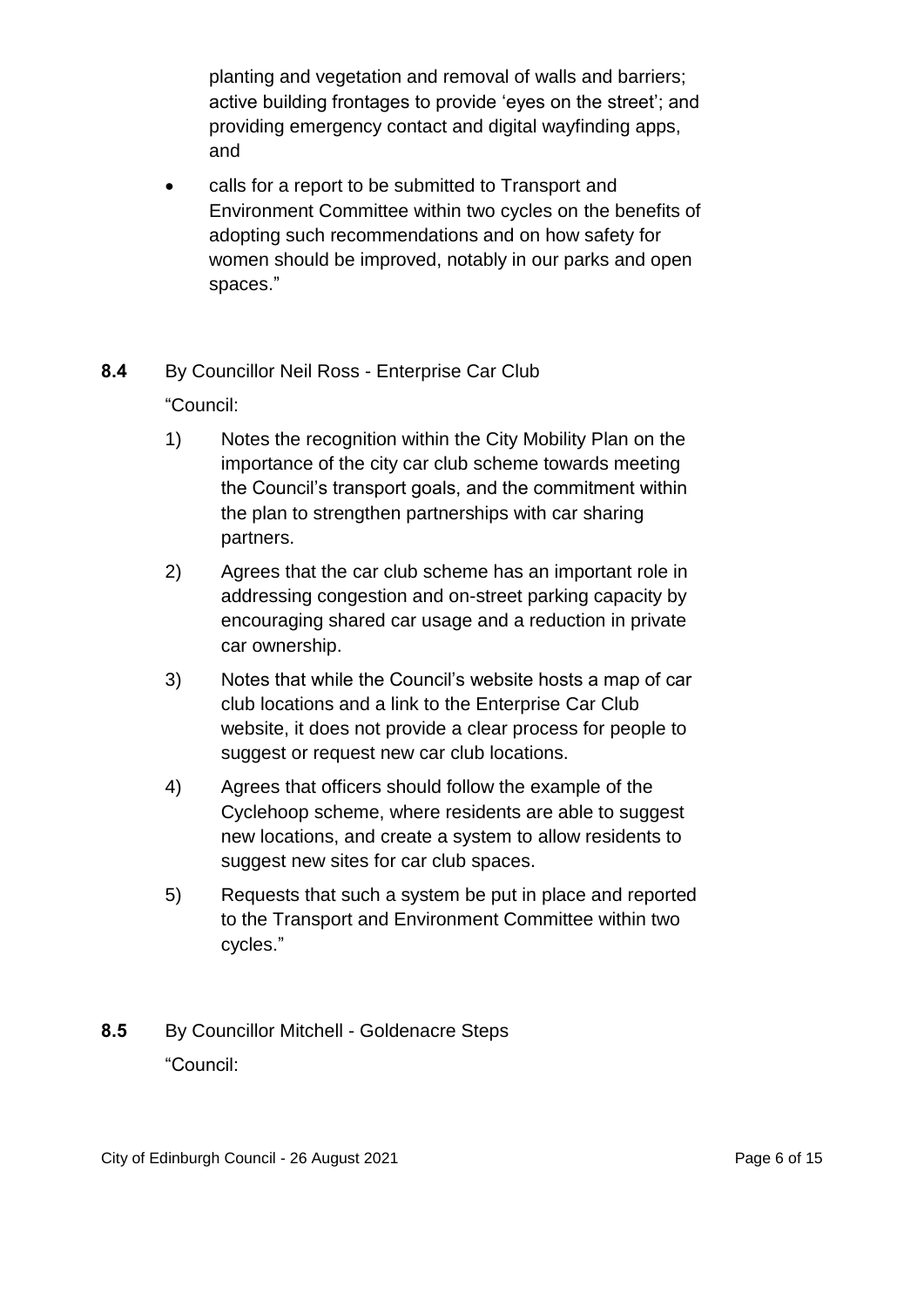planting and vegetation and removal of walls and barriers; active building frontages to provide 'eyes on the street'; and providing emergency contact and digital wayfinding apps, and

- calls for a report to be submitted to Transport and Environment Committee within two cycles on the benefits of adopting such recommendations and on how safety for women should be improved, notably in our parks and open spaces."

**8.4** By Councillor Neil Ross - Enterprise Car Club

"Council:

1) Notes the recognition within the City Mobility Plan on the importance of the city car club scheme towards meeting the Council's transport goals, and the commitment within the plan to strengthen partnerships with car sharing partners.

2) Agrees that the car club scheme has an important role in addressing congestion and on-street parking capacity by encouraging shared car usage and a reduction in private car ownership.

3) Notes that while the Council's website hosts a map of car club locations and a link to the Enterprise Car Club website, it does not provide a clear process for people to suggest or request new car club locations.

4) Agrees that officers should follow the example of the Cyclehoop scheme, where residents are able to suggest new locations, and create a system to allow residents to suggest new sites for car club spaces.

5) Requests that such a system be put in place and reported to the Transport and Environment Committee within two cycles."

**8.5** By Councillor Mitchell - Goldenacre Steps

"Council: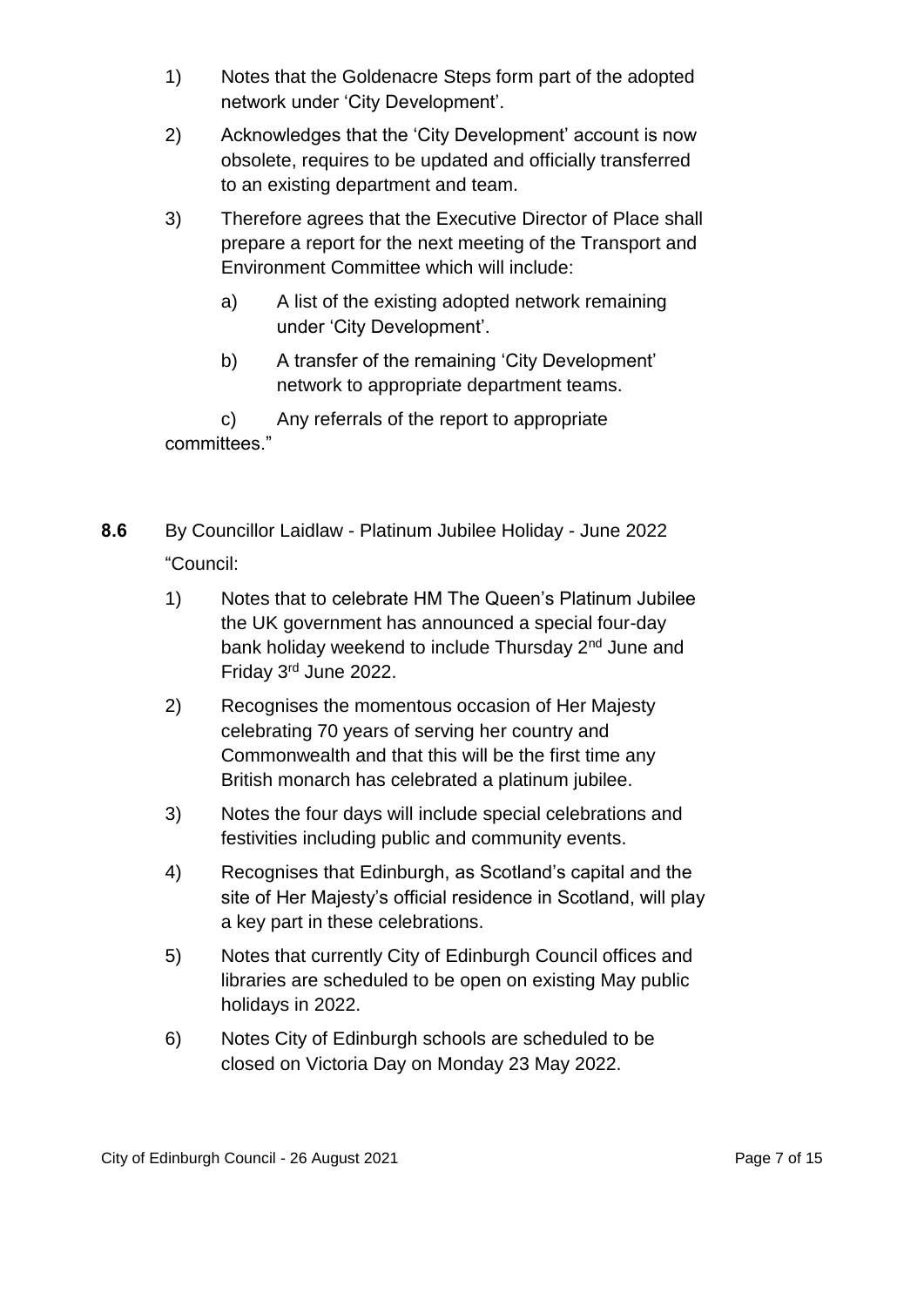1) Notes that the Goldenacre Steps form part of the adopted network under 'City Development'.

2) Acknowledges that the 'City Development' account is now obsolete, requires to be updated and officially transferred to an existing department and team.

3) Therefore agrees that the Executive Director of Place shall prepare a report for the next meeting of the Transport and Environment Committee which will include:

   a) A list of the existing adopted network remaining under 'City Development'.

   b) A transfer of the remaining 'City Development' network to appropriate department teams.

   c) Any referrals of the report to appropriate committees."

**8.6** By Councillor Laidlaw - Platinum Jubilee Holiday - June 2022

"Council:

1) Notes that to celebrate HM The Queen's Platinum Jubilee the UK government has announced a special four-day bank holiday weekend to include Thursday 2nd June and Friday 3rd June 2022.

2) Recognises the momentous occasion of Her Majesty celebrating 70 years of serving her country and Commonwealth and that this will be the first time any British monarch has celebrated a platinum jubilee.

3) Notes the four days will include special celebrations and festivities including public and community events.

4) Recognises that Edinburgh, as Scotland's capital and the site of Her Majesty's official residence in Scotland, will play a key part in these celebrations.

5) Notes that currently City of Edinburgh Council offices and libraries are scheduled to be open on existing May public holidays in 2022.

6) Notes City of Edinburgh schools are scheduled to be closed on Victoria Day on Monday 23 May 2022.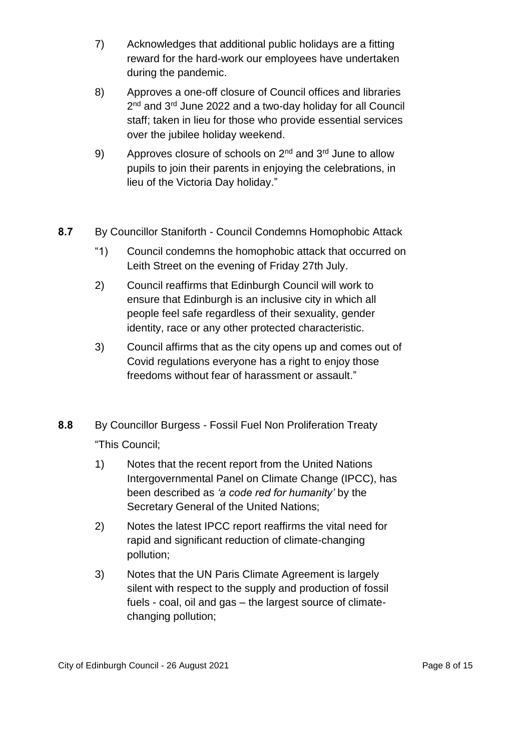7) Acknowledges that additional public holidays are a fitting reward for the hard-work our employees have undertaken during the pandemic.

8) Approves a one-off closure of Council offices and libraries 2nd and 3rd June 2022 and a two-day holiday for all Council staff; taken in lieu for those who provide essential services over the jubilee holiday weekend.

9) Approves closure of schools on 2nd and 3rd June to allow pupils to join their parents in enjoying the celebrations, in lieu of the Victoria Day holiday."

**8.7** By Councillor Staniforth - Council Condemns Homophobic Attack

"1) Council condemns the homophobic attack that occurred on Leith Street on the evening of Friday 27th July.

2) Council reaffirms that Edinburgh Council will work to ensure that Edinburgh is an inclusive city in which all people feel safe regardless of their sexuality, gender identity, race or any other protected characteristic.

3) Council affirms that as the city opens up and comes out of Covid regulations everyone has a right to enjoy those freedoms without fear of harassment or assault."

**8.8** By Councillor Burgess - Fossil Fuel Non Proliferation Treaty

"This Council;

1) Notes that the recent report from the United Nations Intergovernmental Panel on Climate Change (IPCC), has been described as *'a code red for humanity'* by the Secretary General of the United Nations;

2) Notes the latest IPCC report reaffirms the vital need for rapid and significant reduction of climate-changing pollution;

3) Notes that the UN Paris Climate Agreement is largely silent with respect to the supply and production of fossil fuels - coal, oil and gas – the largest source of climate-changing pollution;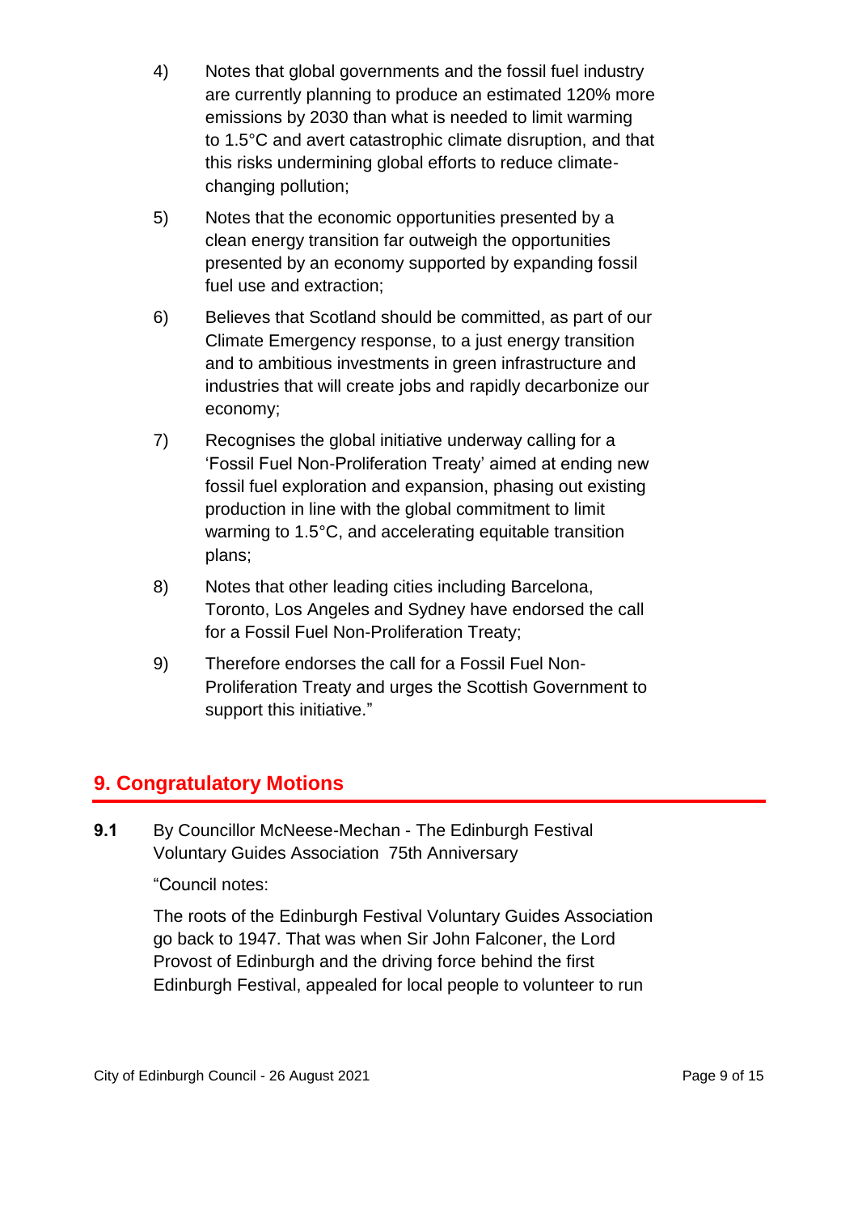4) Notes that global governments and the fossil fuel industry are currently planning to produce an estimated 120% more emissions by 2030 than what is needed to limit warming to 1.5°C and avert catastrophic climate disruption, and that this risks undermining global efforts to reduce climate-changing pollution;

5) Notes that the economic opportunities presented by a clean energy transition far outweigh the opportunities presented by an economy supported by expanding fossil fuel use and extraction;

6) Believes that Scotland should be committed, as part of our Climate Emergency response, to a just energy transition and to ambitious investments in green infrastructure and industries that will create jobs and rapidly decarbonize our economy;

7) Recognises the global initiative underway calling for a 'Fossil Fuel Non-Proliferation Treaty' aimed at ending new fossil fuel exploration and expansion, phasing out existing production in line with the global commitment to limit warming to 1.5°C, and accelerating equitable transition plans;

8) Notes that other leading cities including Barcelona, Toronto, Los Angeles and Sydney have endorsed the call for a Fossil Fuel Non-Proliferation Treaty;

9) Therefore endorses the call for a Fossil Fuel Non-Proliferation Treaty and urges the Scottish Government to support this initiative."

## 9. Congratulatory Motions

**9.1** By Councillor McNeese-Mechan - The Edinburgh Festival Voluntary Guides Association 75th Anniversary

"Council notes:

The roots of the Edinburgh Festival Voluntary Guides Association go back to 1947. That was when Sir John Falconer, the Lord Provost of Edinburgh and the driving force behind the first Edinburgh Festival, appealed for local people to volunteer to run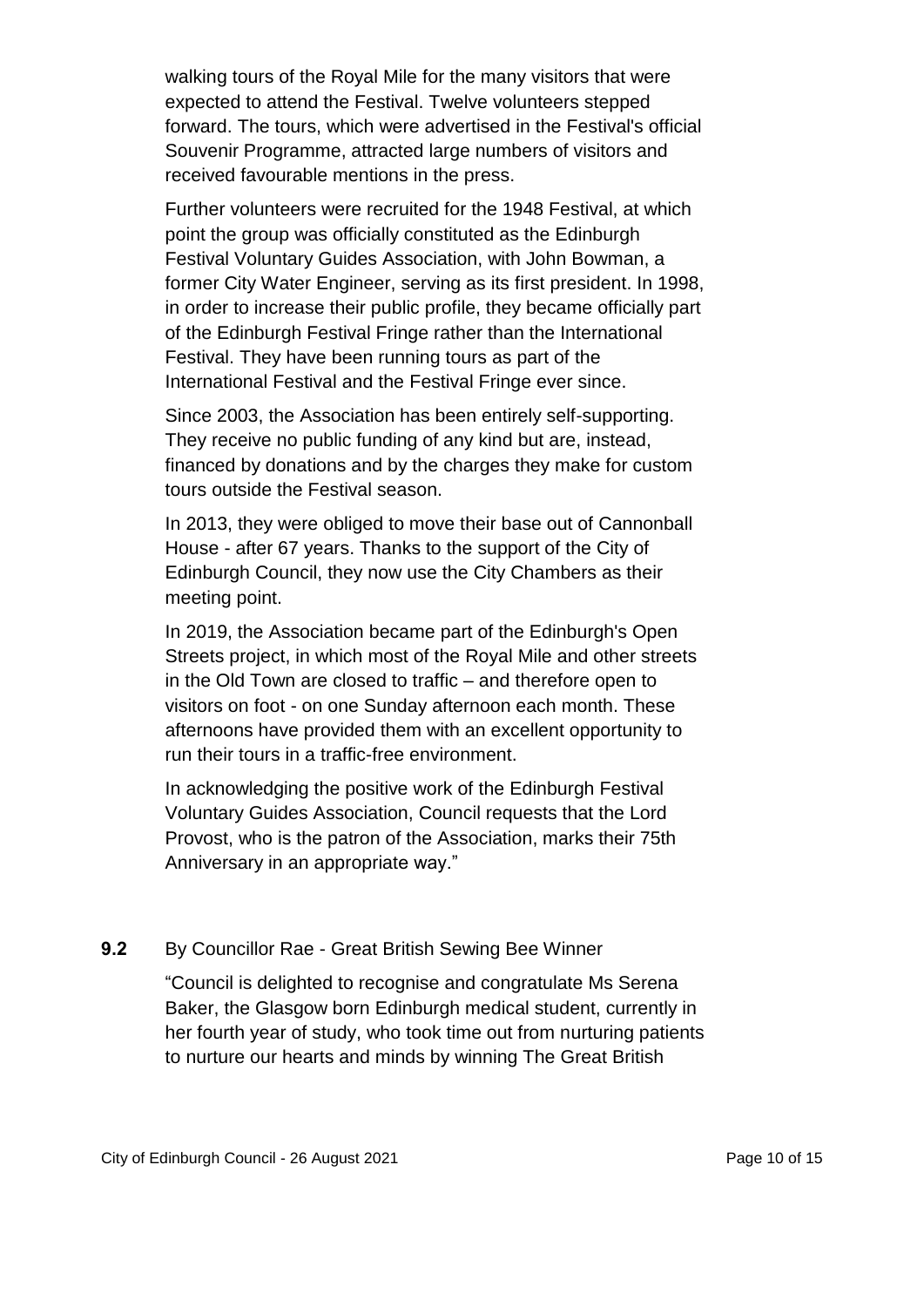walking tours of the Royal Mile for the many visitors that were expected to attend the Festival. Twelve volunteers stepped forward. The tours, which were advertised in the Festival's official Souvenir Programme, attracted large numbers of visitors and received favourable mentions in the press.

Further volunteers were recruited for the 1948 Festival, at which point the group was officially constituted as the Edinburgh Festival Voluntary Guides Association, with John Bowman, a former City Water Engineer, serving as its first president. In 1998, in order to increase their public profile, they became officially part of the Edinburgh Festival Fringe rather than the International Festival. They have been running tours as part of the International Festival and the Festival Fringe ever since.

Since 2003, the Association has been entirely self-supporting. They receive no public funding of any kind but are, instead, financed by donations and by the charges they make for custom tours outside the Festival season.

In 2013, they were obliged to move their base out of Cannonball House - after 67 years. Thanks to the support of the City of Edinburgh Council, they now use the City Chambers as their meeting point.

In 2019, the Association became part of the Edinburgh's Open Streets project, in which most of the Royal Mile and other streets in the Old Town are closed to traffic – and therefore open to visitors on foot - on one Sunday afternoon each month. These afternoons have provided them with an excellent opportunity to run their tours in a traffic-free environment.

In acknowledging the positive work of the Edinburgh Festival Voluntary Guides Association, Council requests that the Lord Provost, who is the patron of the Association, marks their 75th Anniversary in an appropriate way."

**9.2** By Councillor Rae - Great British Sewing Bee Winner

"Council is delighted to recognise and congratulate Ms Serena Baker, the Glasgow born Edinburgh medical student, currently in her fourth year of study, who took time out from nurturing patients to nurture our hearts and minds by winning The Great British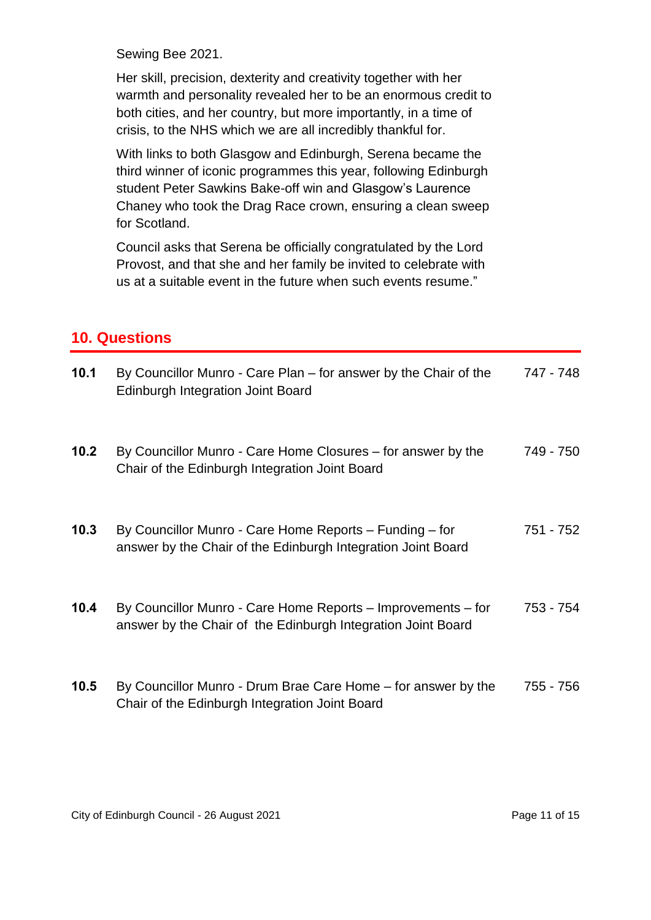Sewing Bee 2021.

Her skill, precision, dexterity and creativity together with her warmth and personality revealed her to be an enormous credit to both cities, and her country, but more importantly, in a time of crisis, to the NHS which we are all incredibly thankful for.

With links to both Glasgow and Edinburgh, Serena became the third winner of iconic programmes this year, following Edinburgh student Peter Sawkins Bake-off win and Glasgow's Laurence Chaney who took the Drag Race crown, ensuring a clean sweep for Scotland.

Council asks that Serena be officially congratulated by the Lord Provost, and that she and her family be invited to celebrate with us at a suitable event in the future when such events resume."

## 10. Questions

| | | |
|---|---|---|
| **10.1** | By Councillor Munro - Care Plan – for answer by the Chair of the Edinburgh Integration Joint Board | 747 - 748 |
| **10.2** | By Councillor Munro - Care Home Closures – for answer by the Chair of the Edinburgh Integration Joint Board | 749 - 750 |
| **10.3** | By Councillor Munro - Care Home Reports – Funding – for answer by the Chair of the Edinburgh Integration Joint Board | 751 - 752 |
| **10.4** | By Councillor Munro - Care Home Reports – Improvements – for answer by the Chair of the Edinburgh Integration Joint Board | 753 - 754 |
| **10.5** | By Councillor Munro - Drum Brae Care Home – for answer by the Chair of the Edinburgh Integration Joint Board | 755 - 756 |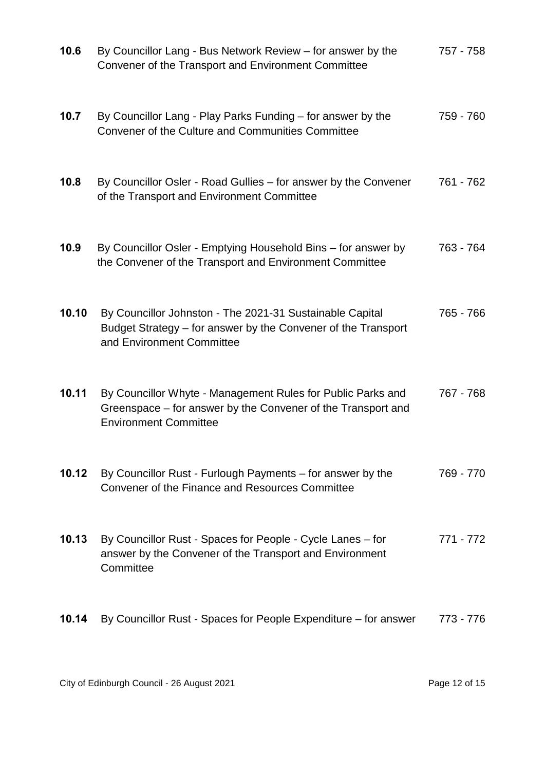| | | |
|---|---|---|
| **10.6** | By Councillor Lang - Bus Network Review – for answer by the Convener of the Transport and Environment Committee | 757 - 758 |
| **10.7** | By Councillor Lang - Play Parks Funding – for answer by the Convener of the Culture and Communities Committee | 759 - 760 |
| **10.8** | By Councillor Osler - Road Gullies – for answer by the Convener of the Transport and Environment Committee | 761 - 762 |
| **10.9** | By Councillor Osler - Emptying Household Bins – for answer by the Convener of the Transport and Environment Committee | 763 - 764 |
| **10.10** | By Councillor Johnston - The 2021-31 Sustainable Capital Budget Strategy – for answer by the Convener of the Transport and Environment Committee | 765 - 766 |
| **10.11** | By Councillor Whyte - Management Rules for Public Parks and Greenspace – for answer by the Convener of the Transport and Environment Committee | 767 - 768 |
| **10.12** | By Councillor Rust - Furlough Payments – for answer by the Convener of the Finance and Resources Committee | 769 - 770 |
| **10.13** | By Councillor Rust - Spaces for People - Cycle Lanes – for answer by the Convener of the Transport and Environment Committee | 771 - 772 |
| **10.14** | By Councillor Rust - Spaces for People Expenditure – for answer | 773 - 776 |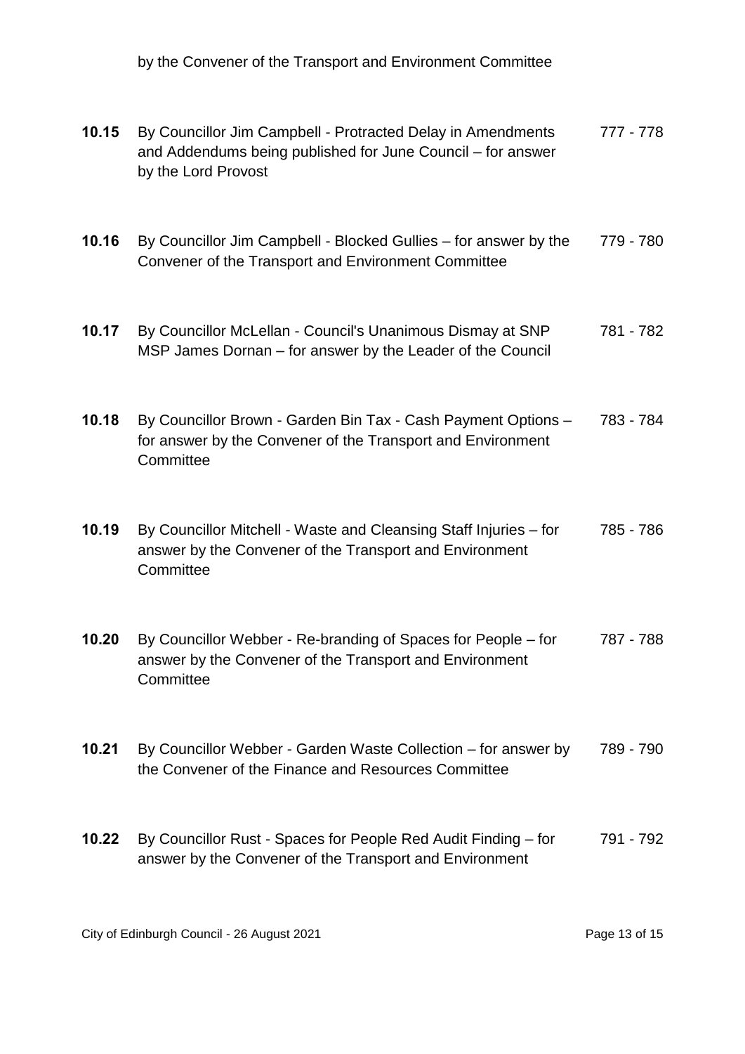by the Convener of the Transport and Environment Committee

| | | |
|---|---|---|
| **10.15** | By Councillor Jim Campbell - Protracted Delay in Amendments and Addendums being published for June Council – for answer by the Lord Provost | 777 - 778 |
| **10.16** | By Councillor Jim Campbell - Blocked Gullies – for answer by the Convener of the Transport and Environment Committee | 779 - 780 |
| **10.17** | By Councillor McLellan - Council's Unanimous Dismay at SNP MSP James Dornan – for answer by the Leader of the Council | 781 - 782 |
| **10.18** | By Councillor Brown - Garden Bin Tax - Cash Payment Options – for answer by the Convener of the Transport and Environment Committee | 783 - 784 |
| **10.19** | By Councillor Mitchell - Waste and Cleansing Staff Injuries – for answer by the Convener of the Transport and Environment Committee | 785 - 786 |
| **10.20** | By Councillor Webber - Re-branding of Spaces for People – for answer by the Convener of the Transport and Environment Committee | 787 - 788 |
| **10.21** | By Councillor Webber - Garden Waste Collection – for answer by the Convener of the Finance and Resources Committee | 789 - 790 |
| **10.22** | By Councillor Rust - Spaces for People Red Audit Finding – for answer by the Convener of the Transport and Environment | 791 - 792 |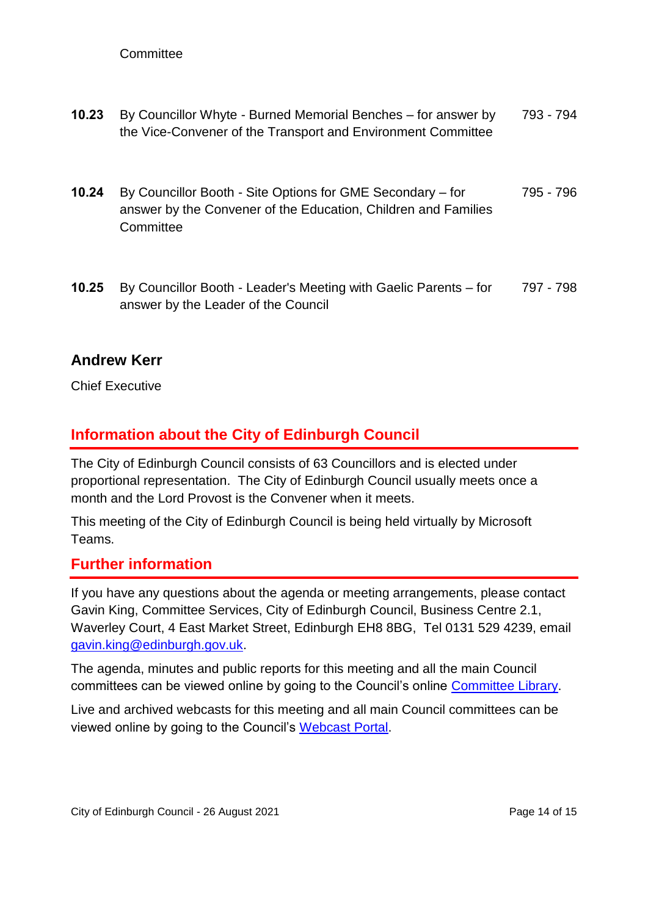Committee

| | | |
|---|---|---|
| **10.23** | By Councillor Whyte - Burned Memorial Benches – for answer by the Vice-Convener of the Transport and Environment Committee | 793 - 794 |
| **10.24** | By Councillor Booth - Site Options for GME Secondary – for answer by the Convener of the Education, Children and Families Committee | 795 - 796 |
| **10.25** | By Councillor Booth - Leader's Meeting with Gaelic Parents – for answer by the Leader of the Council | 797 - 798 |

**Andrew Kerr**

Chief Executive

## Information about the City of Edinburgh Council

The City of Edinburgh Council consists of 63 Councillors and is elected under proportional representation. The City of Edinburgh Council usually meets once a month and the Lord Provost is the Convener when it meets.

This meeting of the City of Edinburgh Council is being held virtually by Microsoft Teams.

## Further information

If you have any questions about the agenda or meeting arrangements, please contact Gavin King, Committee Services, City of Edinburgh Council, Business Centre 2.1, Waverley Court, 4 East Market Street, Edinburgh EH8 8BG, Tel 0131 529 4239, email gavin.king@edinburgh.gov.uk.

The agenda, minutes and public reports for this meeting and all the main Council committees can be viewed online by going to the Council's online Committee Library.

Live and archived webcasts for this meeting and all main Council committees can be viewed online by going to the Council's Webcast Portal.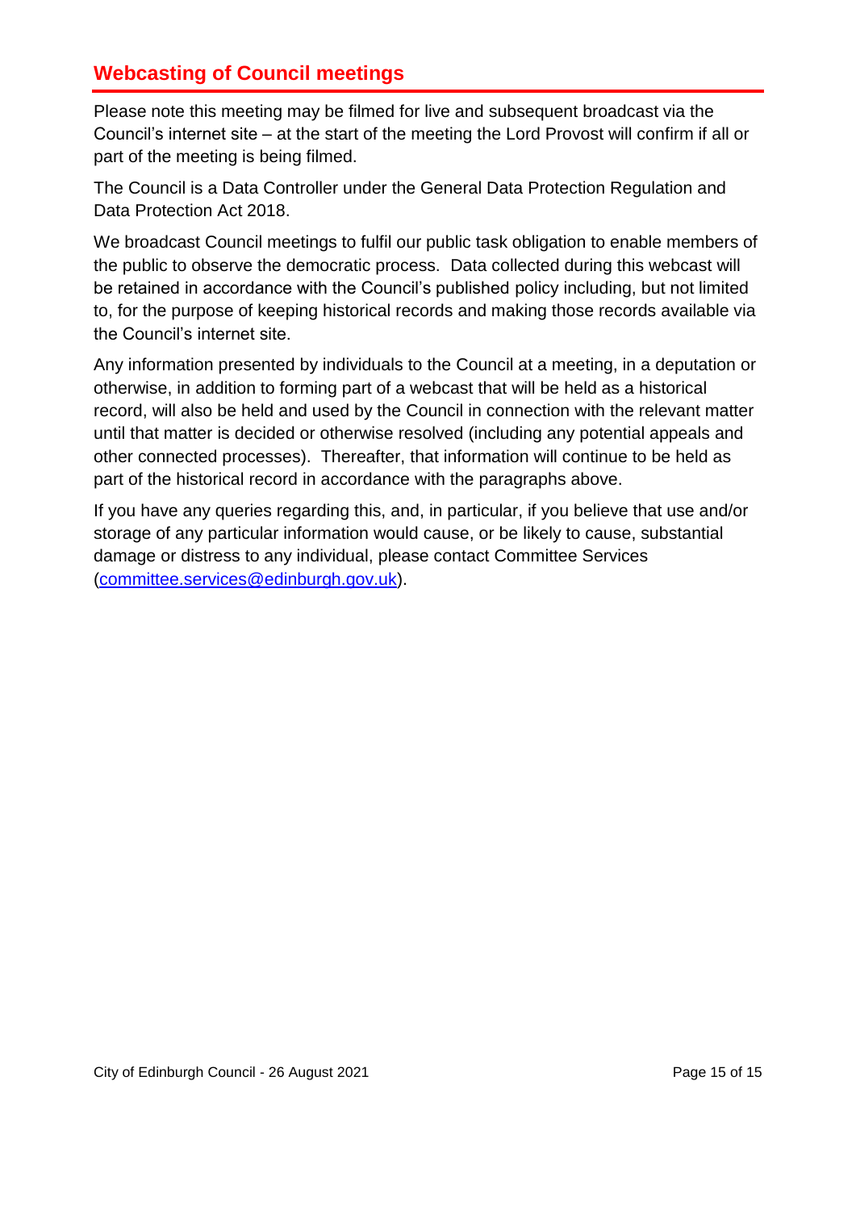## Webcasting of Council meetings

Please note this meeting may be filmed for live and subsequent broadcast via the Council's internet site – at the start of the meeting the Lord Provost will confirm if all or part of the meeting is being filmed.

The Council is a Data Controller under the General Data Protection Regulation and Data Protection Act 2018.

We broadcast Council meetings to fulfil our public task obligation to enable members of the public to observe the democratic process. Data collected during this webcast will be retained in accordance with the Council's published policy including, but not limited to, for the purpose of keeping historical records and making those records available via the Council's internet site.

Any information presented by individuals to the Council at a meeting, in a deputation or otherwise, in addition to forming part of a webcast that will be held as a historical record, will also be held and used by the Council in connection with the relevant matter until that matter is decided or otherwise resolved (including any potential appeals and other connected processes). Thereafter, that information will continue to be held as part of the historical record in accordance with the paragraphs above.

If you have any queries regarding this, and, in particular, if you believe that use and/or storage of any particular information would cause, or be likely to cause, substantial damage or distress to any individual, please contact Committee Services (committee.services@edinburgh.gov.uk).